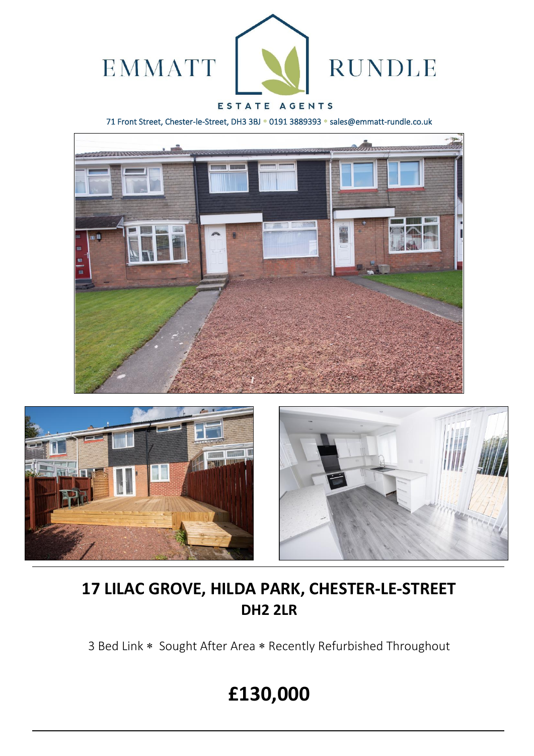EMMATT RUNDLE

ESTATE AGENTS

71 Front Street, Chester-le-Street, DH3 3BJ * 0191 3889393 * sales@emmatt-rundle.co.uk

# 17 LILAC GROVE, HILDA PARK, CHESTER-LE-STREET
## DH2 2LR

3 Bed Link * Sought After Area * Recently Refurbished Throughout

# £130,000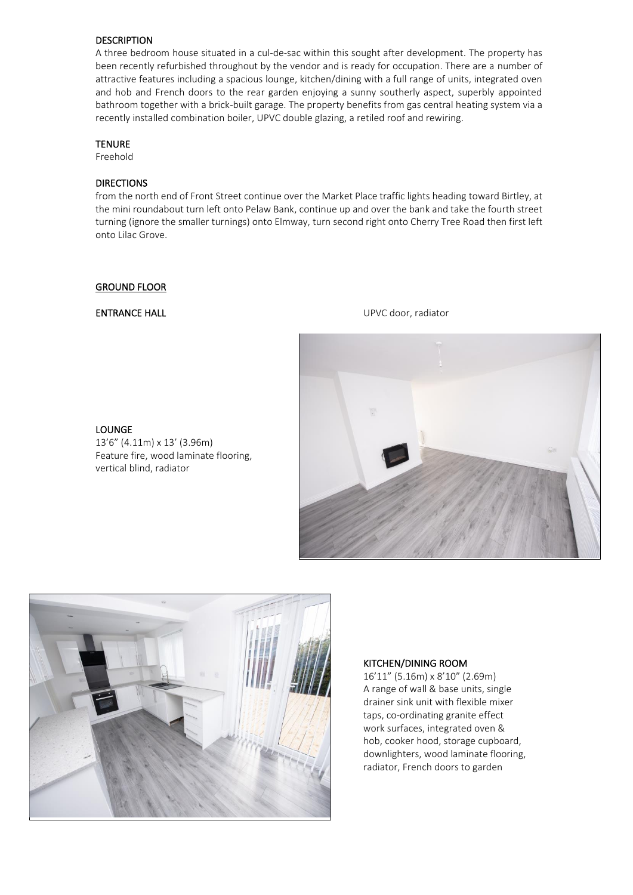## DESCRIPTION

A three bedroom house situated in a cul-de-sac within this sought after development. The property has been recently refurbished throughout by the vendor and is ready for occupation. There are a number of attractive features including a spacious lounge, kitchen/dining with a full range of units, integrated oven and hob and French doors to the rear garden enjoying a sunny southerly aspect, superbly appointed bathroom together with a brick-built garage. The property benefits from gas central heating system via a recently installed combination boiler, UPVC double glazing, a retiled roof and rewiring.

## TENURE

Freehold

## DIRECTIONS

from the north end of Front Street continue over the Market Place traffic lights heading toward Birtley, at the mini roundabout turn left onto Pelaw Bank, continue up and over the bank and take the fourth street turning (ignore the smaller turnings) onto Elmway, turn second right onto Cherry Tree Road then first left onto Lilac Grove.

## GROUND FLOOR

**ENTRANCE HALL**

UPVC door, radiator

**LOUNGE**

13'6" (4.11m) x 13' (3.96m)
Feature fire, wood laminate flooring, vertical blind, radiator

**KITCHEN/DINING ROOM**

16'11" (5.16m) x 8'10" (2.69m)
A range of wall & base units, single drainer sink unit with flexible mixer taps, co-ordinating granite effect work surfaces, integrated oven & hob, cooker hood, storage cupboard, downlighters, wood laminate flooring, radiator, French doors to garden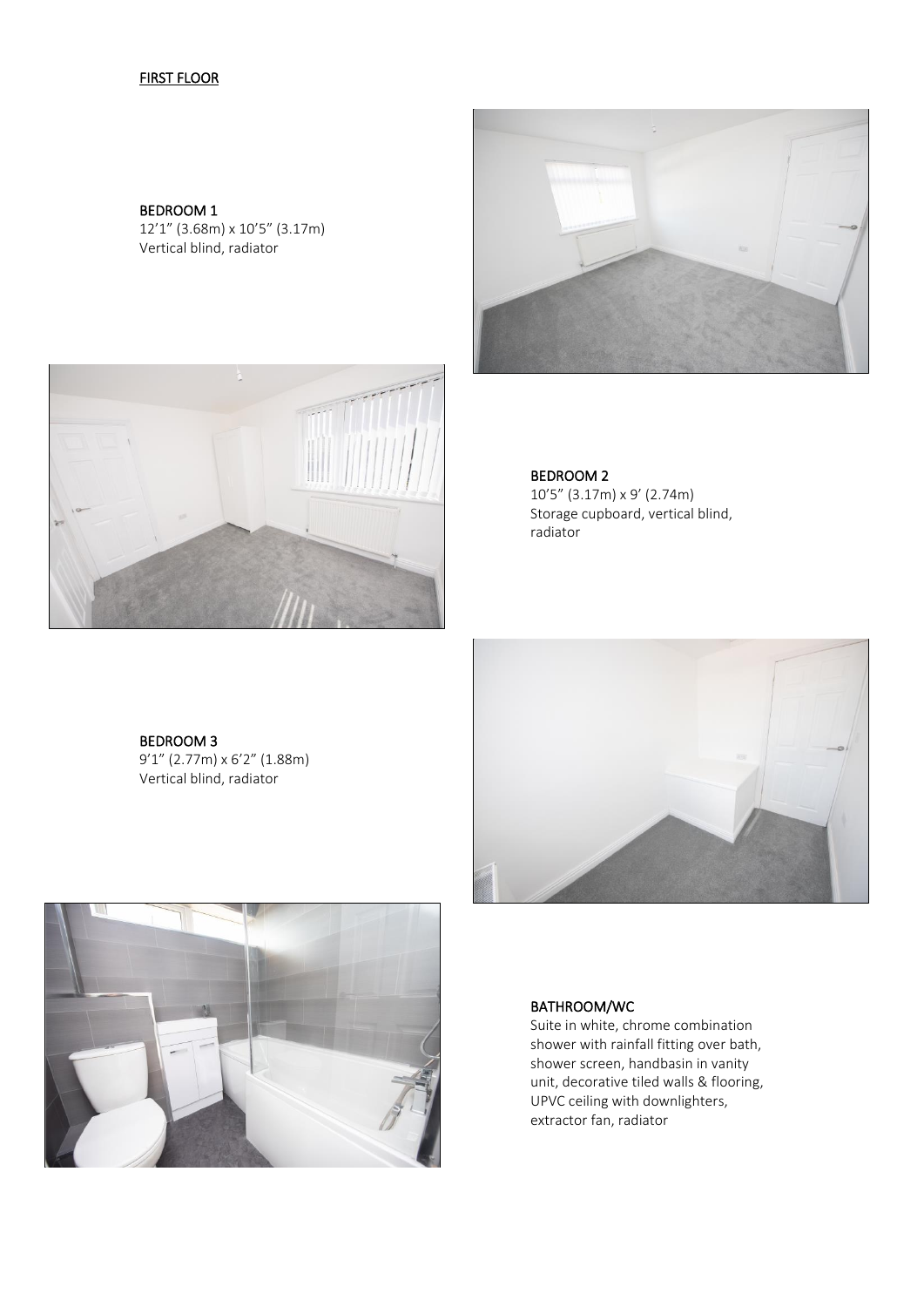## FIRST FLOOR

### BEDROOM 1
12'1" (3.68m) x 10'5" (3.17m)
Vertical blind, radiator

### BEDROOM 2
10'5" (3.17m) x 9' (2.74m)
Storage cupboard, vertical blind, radiator

### BEDROOM 3
9'1" (2.77m) x 6'2" (1.88m)
Vertical blind, radiator

### BATHROOM/WC
Suite in white, chrome combination shower with rainfall fitting over bath, shower screen, handbasin in vanity unit, decorative tiled walls & flooring, UPVC ceiling with downlighters, extractor fan, radiator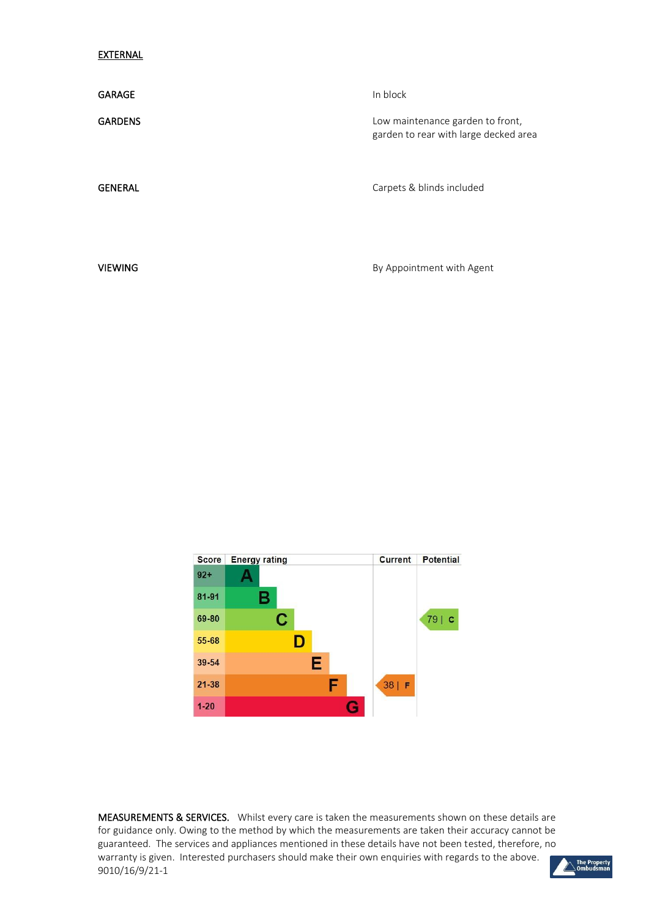## EXTERNAL

| | |
|---|---|
| GARAGE | In block |
| GARDENS | Low maintenance garden to front, garden to rear with large decked area |
| GENERAL | Carpets & blinds included |
| VIEWING | By Appointment with Agent |

Score
Energy rating
Current
Potential
92+ A
81-91 B
69-80 C
55-68 D
39-54 E
21-38 F
1-20 G
79 | C
38 | F

**MEASUREMENTS & SERVICES.** Whilst every care is taken the measurements shown on these details are for guidance only. Owing to the method by which the measurements are taken their accuracy cannot be guaranteed. The services and appliances mentioned in these details have not been tested, therefore, no warranty is given. Interested purchasers should make their own enquiries with regards to the above.
9010/16/9/21-1

The Property Ombudsman